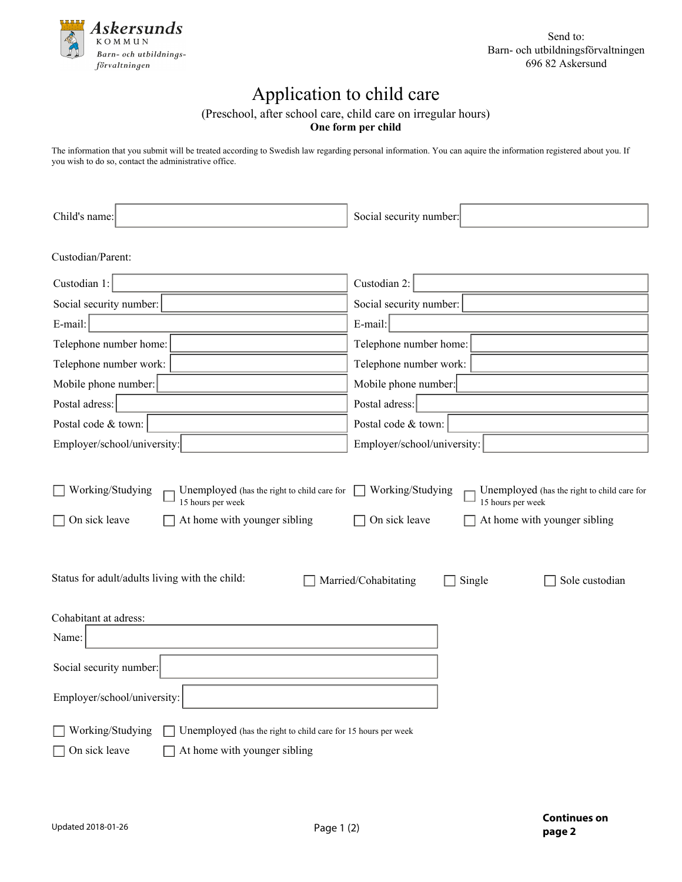Askersunds KOMMUN
Barn- och utbildningsförvaltningen

Send to:
Barn- och utbildningsförvaltningen
696 82 Askersund

# Application to child care

(Preschool, after school care, child care on irregular hours)

**One form per child**

The information that you submit will be treated according to Swedish law regarding personal information. You can aquire the information registered about you. If you wish to do so, contact the administrative office.

Child's name: ____________________ Social security number: ____________________

Custodian/Parent:

| Custodian 1: | | Custodian 2: | |
|---|---|---|---|
| Social security number: | | Social security number: | |
| E-mail: | | E-mail: | |
| Telephone number home: | | Telephone number home: | |
| Telephone number work: | | Telephone number work: | |
| Mobile phone number: | | Mobile phone number: | |
| Postal adress: | | Postal adress: | |
| Postal code & town: | | Postal code & town: | |
| Employer/school/university: | | Employer/school/university: | |

Custodian 1:

- ☐ Working/Studying
- ☐ Unemployed (has the right to child care for 15 hours per week
- ☐ On sick leave
- ☐ At home with younger sibling

Custodian 2:

- ☐ Working/Studying
- ☐ Unemployed (has the right to child care for 15 hours per week
- ☐ On sick leave
- ☐ At home with younger sibling

Status for adult/adults living with the child: ☐ Married/Cohabitating ☐ Single ☐ Sole custodian

Cohabitant at adress:

Name: ____________________

Social security number: ____________________

Employer/school/university: ____________________

- ☐ Working/Studying
- ☐ Unemployed (has the right to child care for 15 hours per week
- ☐ On sick leave
- ☐ At home with younger sibling

Updated 2018-01-26

**Continues on page 2**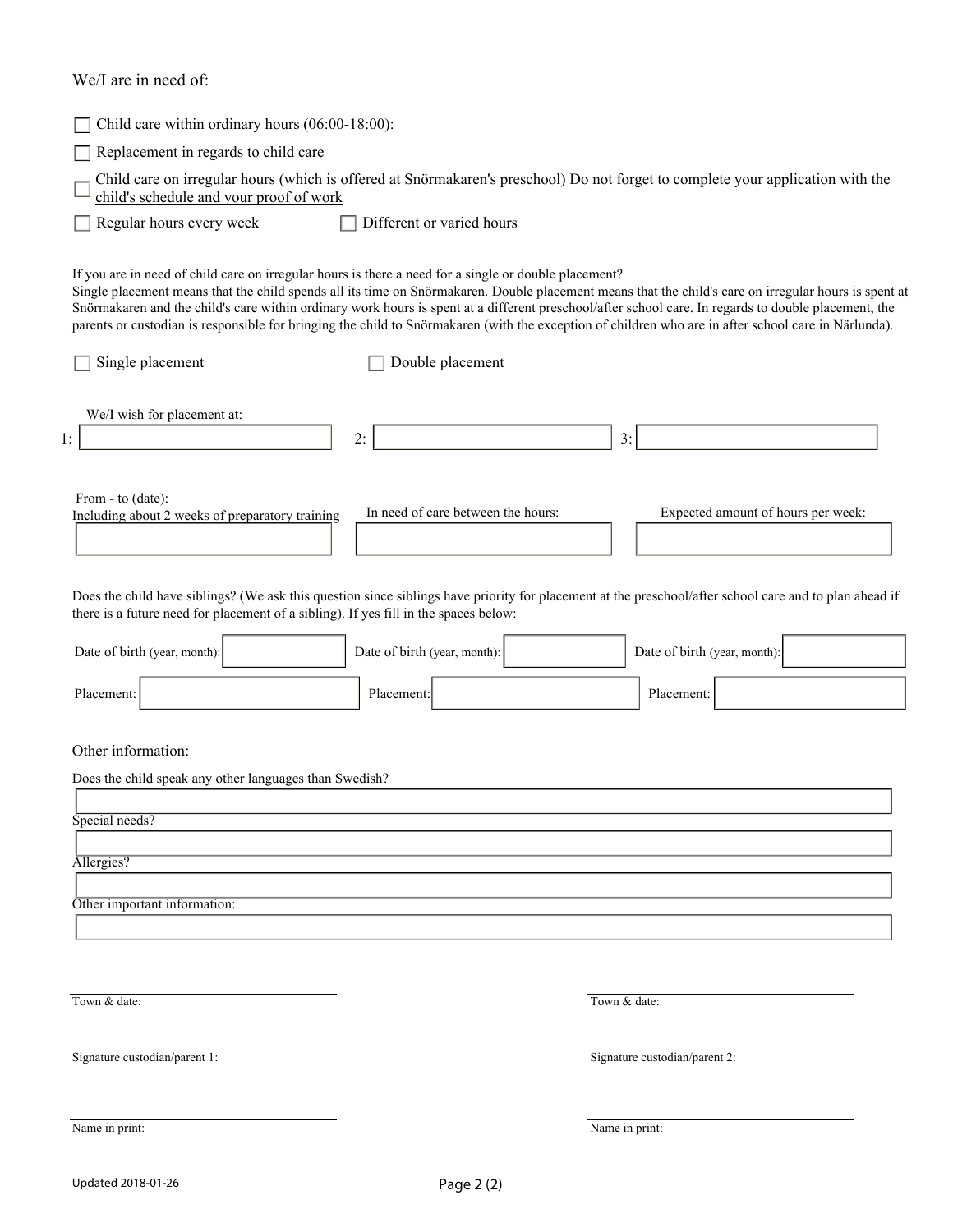We/I are in need of:

- ☐ Child care within ordinary hours (06:00-18:00):
- ☐ Replacement in regards to child care
- ☐ Child care on irregular hours (which is offered at Snörmakaren's preschool) Do not forget to complete your application with the child's schedule and your proof of work
- ☐ Regular hours every week ☐ Different or varied hours

If you are in need of child care on irregular hours is there a need for a single or double placement?
Single placement means that the child spends all its time on Snörmakaren. Double placement means that the child's care on irregular hours is spent at Snörmakaren and the child's care within ordinary work hours is spent at a different preschool/after school care. In regards to double placement, the parents or custodian is responsible for bringing the child to Snörmakaren (with the exception of children who are in after school care in Närlunda).

- ☐ Single placement ☐ Double placement

We/I wish for placement at:

1: ______ 2: ______ 3: ______

From - to (date):
Including about 2 weeks of preparatory training: ______

In need of care between the hours: ______

Expected amount of hours per week: ______

Does the child have siblings? (We ask this question since siblings have priority for placement at the preschool/after school care and to plan ahead if there is a future need for placement of a sibling). If yes fill in the spaces below:

| | | |
|---|---|---|
| Date of birth (year, month): | Date of birth (year, month): | Date of birth (year, month): |
| Placement: | Placement: | Placement: |

Other information:

Does the child speak any other languages than Swedish?

______

Special needs?

______

Allergies?

______

Other important information:

______

| | |
|---|---|
| Town & date: | Town & date: |
| Signature custodian/parent 1: | Signature custodian/parent 2: |
| Name in print: | Name in print: |

Updated 2018-01-26